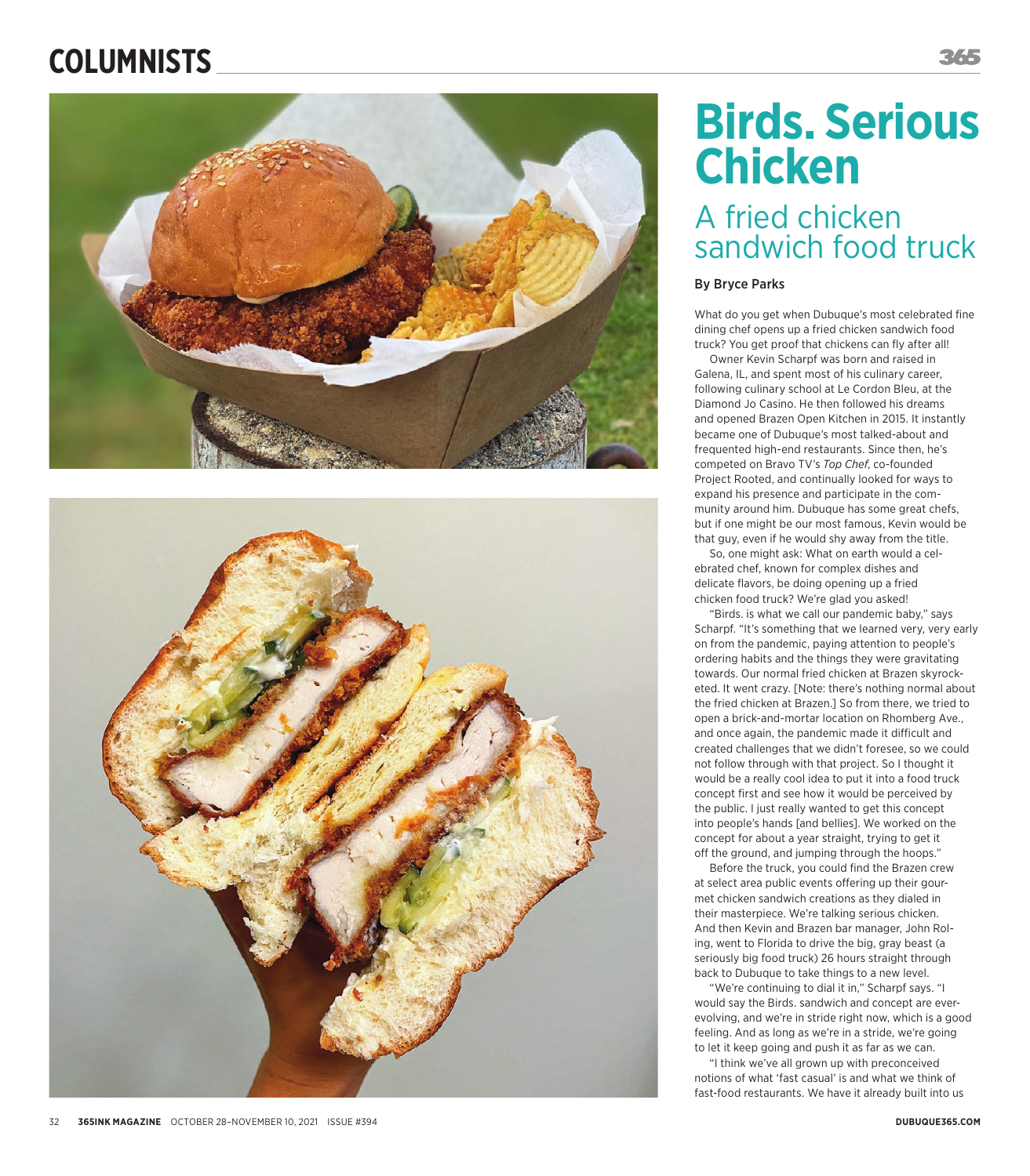# Birds. Serious Chicken

## A fried chicken sandwich food truck

By Bryce Parks

What do you get when Dubuque's most celebrated fine dining chef opens up a fried chicken sandwich food truck? You get proof that chickens can fly after all!

Owner Kevin Scharpf was born and raised in Galena, IL, and spent most of his culinary career, following culinary school at Le Cordon Bleu, at the Diamond Jo Casino. He then followed his dreams and opened Brazen Open Kitchen in 2015. It instantly became one of Dubuque's most talked-about and frequented high-end restaurants. Since then, he's competed on Bravo TV's *Top Chef*, co-founded Project Rooted, and continually looked for ways to expand his presence and participate in the community around him. Dubuque has some great chefs, but if one might be our most famous, Kevin would be that guy, even if he would shy away from the title.

So, one might ask: What on earth would a celebrated chef, known for complex dishes and delicate flavors, be doing opening up a fried chicken food truck? We're glad you asked!

"Birds. is what we call our pandemic baby," says Scharpf. "It's something that we learned very, very early on from the pandemic, paying attention to people's ordering habits and the things they were gravitating towards. Our normal fried chicken at Brazen skyrocketed. It went crazy. [Note: there's nothing normal about the fried chicken at Brazen.] So from there, we tried to open a brick-and-mortar location on Rhomberg Ave., and once again, the pandemic made it difficult and created challenges that we didn't foresee, so we could not follow through with that project. So I thought it would be a really cool idea to put it into a food truck concept first and see how it would be perceived by the public. I just really wanted to get this concept into people's hands [and bellies]. We worked on the concept for about a year straight, trying to get it off the ground, and jumping through the hoops."

Before the truck, you could find the Brazen crew at select area public events offering up their gourmet chicken sandwich creations as they dialed in their masterpiece. We're talking serious chicken. And then Kevin and Brazen bar manager, John Roling, went to Florida to drive the big, gray beast (a seriously big food truck) 26 hours straight through back to Dubuque to take things to a new level.

"We're continuing to dial it in," Scharpf says. "I would say the Birds. sandwich and concept are ever-evolving, and we're in stride right now, which is a good feeling. And as long as we're in a stride, we're going to let it keep going and push it as far as we can.

"I think we've all grown up with preconceived notions of what 'fast casual' is and what we think of fast-food restaurants. We have it already built into us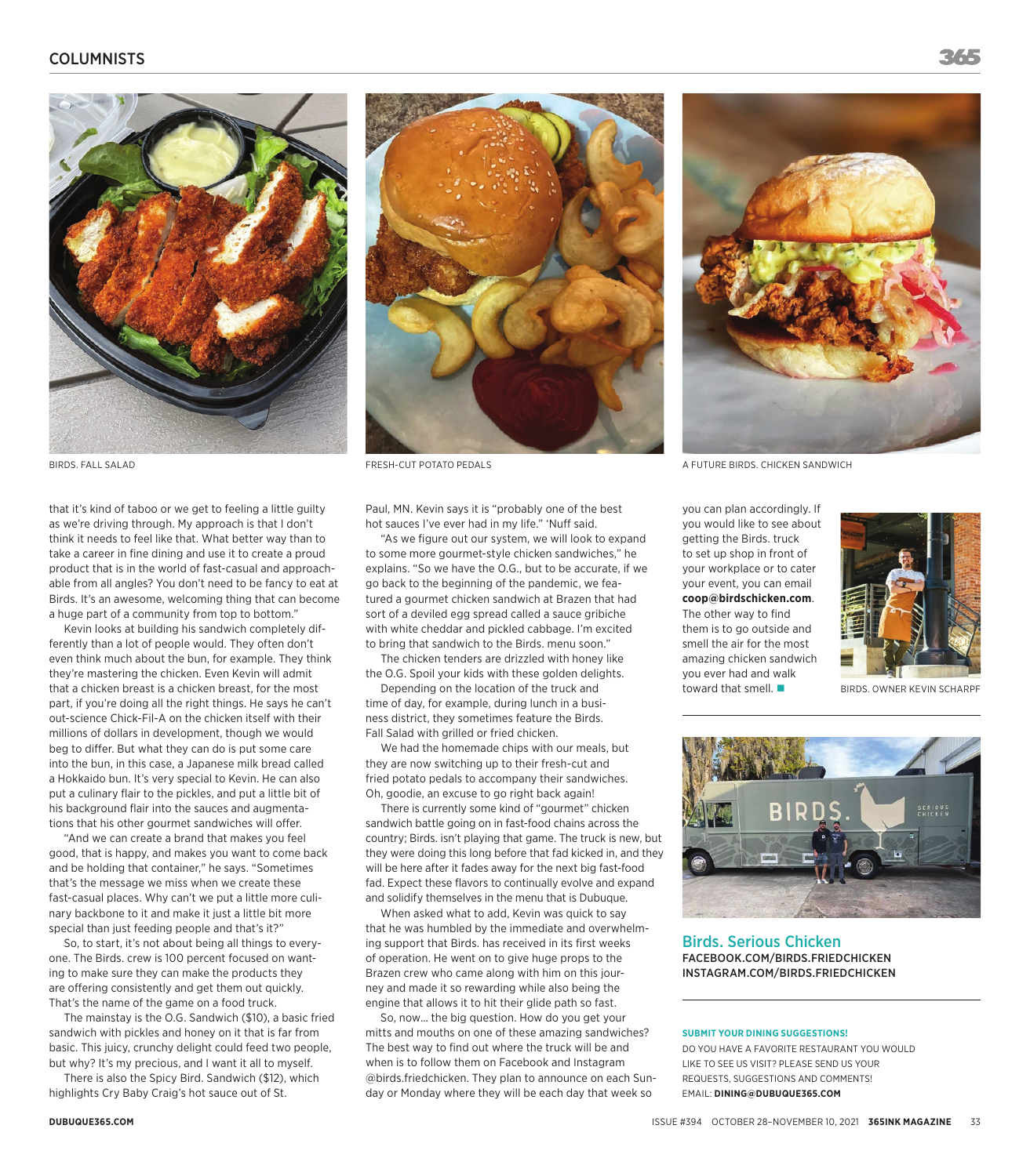BIRDS. FALL SALAD

FRESH-CUT POTATO PEDALS

A FUTURE BIRDS. CHICKEN SANDWICH

that it's kind of taboo or we get to feeling a little guilty as we're driving through. My approach is that I don't think it needs to feel like that. What better way than to take a career in fine dining and use it to create a proud product that is in the world of fast-casual and approachable from all angles? You don't need to be fancy to eat at Birds. It's an awesome, welcoming thing that can become a huge part of a community from top to bottom."

Kevin looks at building his sandwich completely differently than a lot of people would. They often don't even think much about the bun, for example. They think they're mastering the chicken. Even Kevin will admit that a chicken breast is a chicken breast, for the most part, if you're doing all the right things. He says he can't out-science Chick-Fil-A on the chicken itself with their millions of dollars in development, though we would beg to differ. But what they can do is put some care into the bun, in this case, a Japanese milk bread called a Hokkaido bun. It's very special to Kevin. He can also put a culinary flair to the pickles, and put a little bit of his background flair into the sauces and augmentations that his other gourmet sandwiches will offer.

"And we can create a brand that makes you feel good, that is happy, and makes you want to come back and be holding that container," he says. "Sometimes that's the message we miss when we create these fast-casual places. Why can't we put a little more culinary backbone to it and make it just a little bit more special than just feeding people and that's it?"

So, to start, it's not about being all things to everyone. The Birds. crew is 100 percent focused on wanting to make sure they can make the products they are offering consistently and get them out quickly. That's the name of the game on a food truck.

The mainstay is the O.G. Sandwich ($10), a basic fried sandwich with pickles and honey on it that is far from basic. This juicy, crunchy delight could feed two people, but why? It's my precious, and I want it all to myself.

There is also the Spicy Bird. Sandwich ($12), which highlights Cry Baby Craig's hot sauce out of St. Paul, MN. Kevin says it is "probably one of the best hot sauces I've ever had in my life." 'Nuff said.

"As we figure out our system, we will look to expand to some more gourmet-style chicken sandwiches," he explains. "So we have the O.G., but to be accurate, if we go back to the beginning of the pandemic, we featured a gourmet chicken sandwich at Brazen that had sort of a deviled egg spread called a sauce gribiche with white cheddar and pickled cabbage. I'm excited to bring that sandwich to the Birds. menu soon."

The chicken tenders are drizzled with honey like the O.G. Spoil your kids with these golden delights.

Depending on the location of the truck and time of day, for example, during lunch in a business district, they sometimes feature the Birds. Fall Salad with grilled or fried chicken.

We had the homemade chips with our meals, but they are now switching up to their fresh-cut and fried potato pedals to accompany their sandwiches. Oh, goodie, an excuse to go right back again!

There is currently some kind of "gourmet" chicken sandwich battle going on in fast-food chains across the country; Birds. isn't playing that game. The truck is new, but they were doing this long before that fad kicked in, and they will be here after it fades away for the next big fast-food fad. Expect these flavors to continually evolve and expand and solidify themselves in the menu that is Dubuque.

When asked what to add, Kevin was quick to say that he was humbled by the immediate and overwhelming support that Birds. has received in its first weeks of operation. He went on to give huge props to the Brazen crew who came along with him on this journey and made it so rewarding while also being the engine that allows it to hit their glide path so fast.

So, now… the big question. How do you get your mitts and mouths on one of these amazing sandwiches? The best way to find out where the truck will be and when is to follow them on Facebook and Instagram @birds.friedchicken. They plan to announce on each Sunday or Monday where they will be each day that week so you can plan accordingly. If you would like to see about getting the Birds. truck to set up shop in front of your workplace or to cater your event, you can email **coop@birdschicken.com**. The other way to find them is to go outside and smell the air for the most amazing chicken sandwich you ever had and walk toward that smell. ■

BIRDS. OWNER KEVIN SCHARPF

## Birds. Serious Chicken

FACEBOOK.COM/BIRDS.FRIEDCHICKEN
INSTAGRAM.COM/BIRDS.FRIEDCHICKEN

**SUBMIT YOUR DINING SUGGESTIONS!**

DO YOU HAVE A FAVORITE RESTAURANT YOU WOULD LIKE TO SEE US VISIT? PLEASE SEND US YOUR REQUESTS, SUGGESTIONS AND COMMENTS!
EMAIL: **DINING@DUBUQUE365.COM**